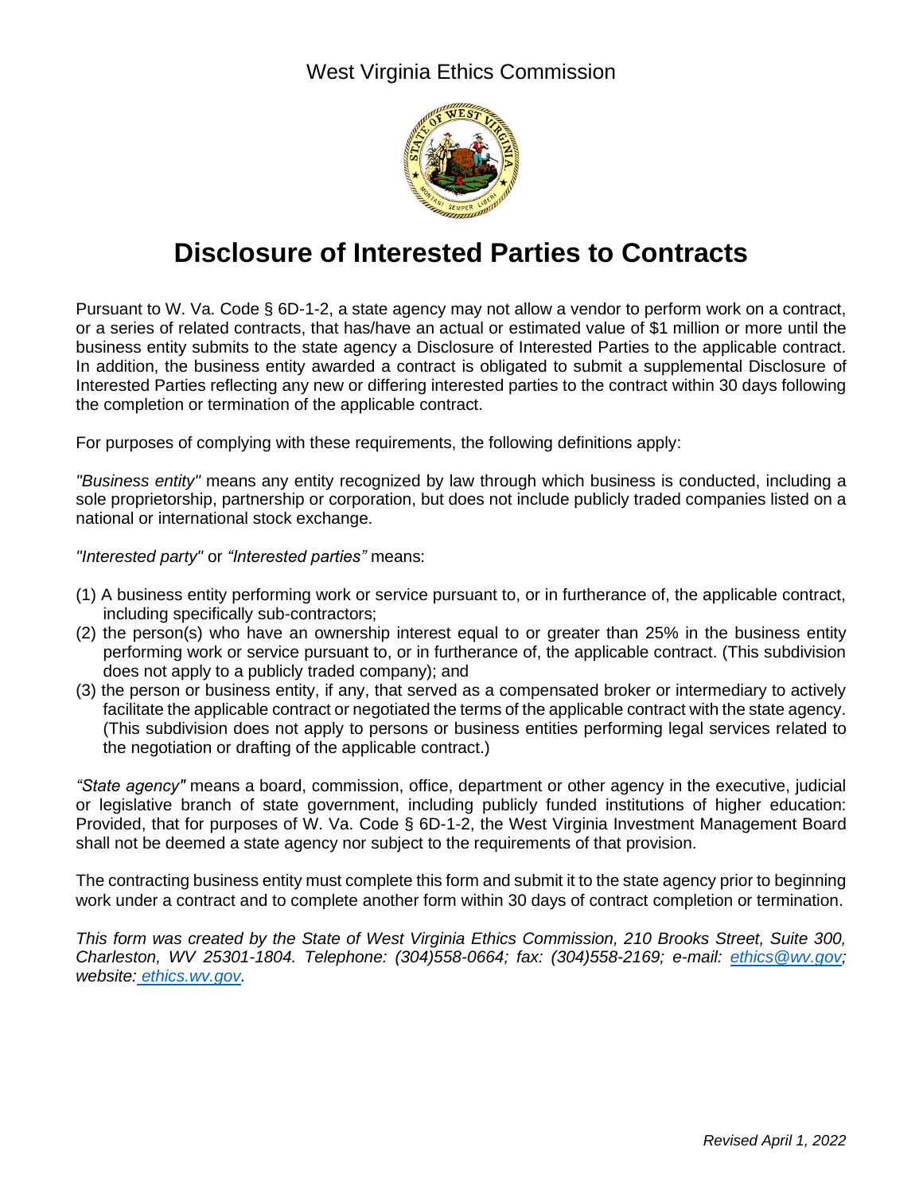West Virginia Ethics Commission

# Disclosure of Interested Parties to Contracts

Pursuant to W. Va. Code § 6D-1-2, a state agency may not allow a vendor to perform work on a contract, or a series of related contracts, that has/have an actual or estimated value of $1 million or more until the business entity submits to the state agency a Disclosure of Interested Parties to the applicable contract. In addition, the business entity awarded a contract is obligated to submit a supplemental Disclosure of Interested Parties reflecting any new or differing interested parties to the contract within 30 days following the completion or termination of the applicable contract.

For purposes of complying with these requirements, the following definitions apply:

*"Business entity"* means any entity recognized by law through which business is conducted, including a sole proprietorship, partnership or corporation, but does not include publicly traded companies listed on a national or international stock exchange.

*"Interested party"* or *"Interested parties"* means:

(1) A business entity performing work or service pursuant to, or in furtherance of, the applicable contract, including specifically sub-contractors;
(2) the person(s) who have an ownership interest equal to or greater than 25% in the business entity performing work or service pursuant to, or in furtherance of, the applicable contract. (This subdivision does not apply to a publicly traded company); and
(3) the person or business entity, if any, that served as a compensated broker or intermediary to actively facilitate the applicable contract or negotiated the terms of the applicable contract with the state agency. (This subdivision does not apply to persons or business entities performing legal services related to the negotiation or drafting of the applicable contract.)

*"State agency"* means a board, commission, office, department or other agency in the executive, judicial or legislative branch of state government, including publicly funded institutions of higher education: Provided, that for purposes of W. Va. Code § 6D-1-2, the West Virginia Investment Management Board shall not be deemed a state agency nor subject to the requirements of that provision.

The contracting business entity must complete this form and submit it to the state agency prior to beginning work under a contract and to complete another form within 30 days of contract completion or termination.

*This form was created by the State of West Virginia Ethics Commission, 210 Brooks Street, Suite 300, Charleston, WV 25301-1804. Telephone: (304)558-0664; fax: (304)558-2169; e-mail: ethics@wv.gov; website: ethics.wv.gov.*

*Revised April 1, 2022*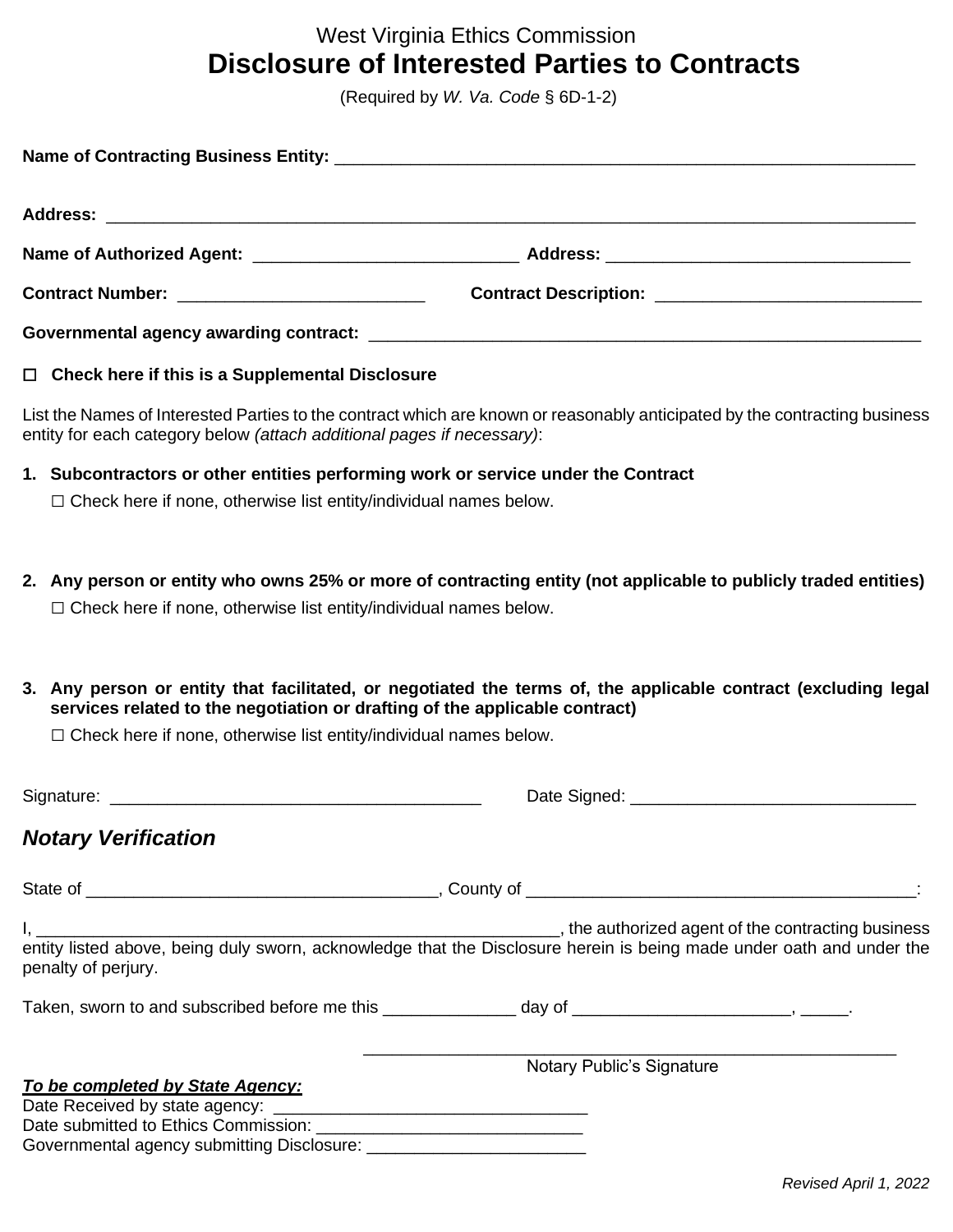West Virginia Ethics Commission

# Disclosure of Interested Parties to Contracts

(Required by *W. Va. Code* § 6D-1-2)

**Name of Contracting Business Entity:** ______________________________________________________________

**Address:** ______________________________________________________________________________________

**Name of Authorized Agent:** ___________________________ **Address:** _______________________________

**Contract Number:** _________________________ **Contract Description:** ___________________________

**Governmental agency awarding contract:** ____________________________________________________________

☐ **Check here if this is a Supplemental Disclosure**

List the Names of Interested Parties to the contract which are known or reasonably anticipated by the contracting business entity for each category below *(attach additional pages if necessary)*:

1. **Subcontractors or other entities performing work or service under the Contract**

   ☐ Check here if none, otherwise list entity/individual names below.

2. **Any person or entity who owns 25% or more of contracting entity (not applicable to publicly traded entities)**

   ☐ Check here if none, otherwise list entity/individual names below.

3. **Any person or entity that facilitated, or negotiated the terms of, the applicable contract (excluding legal services related to the negotiation or drafting of the applicable contract)**

   ☐ Check here if none, otherwise list entity/individual names below.

Signature: ______________________________________ Date Signed: ______________________________

## *Notary Verification*

State of ____________________________________, County of __________________________________________:

I, _________________________________________________________, the authorized agent of the contracting business entity listed above, being duly sworn, acknowledge that the Disclosure herein is being made under oath and under the penalty of perjury.

Taken, sworn to and subscribed before me this ______________ day of ______________________, _____.

__________________________________________________________

Notary Public's Signature

***To be completed by State Agency:***

Date Received by state agency: ________________________________

Date submitted to Ethics Commission: ____________________________

Governmental agency submitting Disclosure: _______________________

*Revised April 1, 2022*